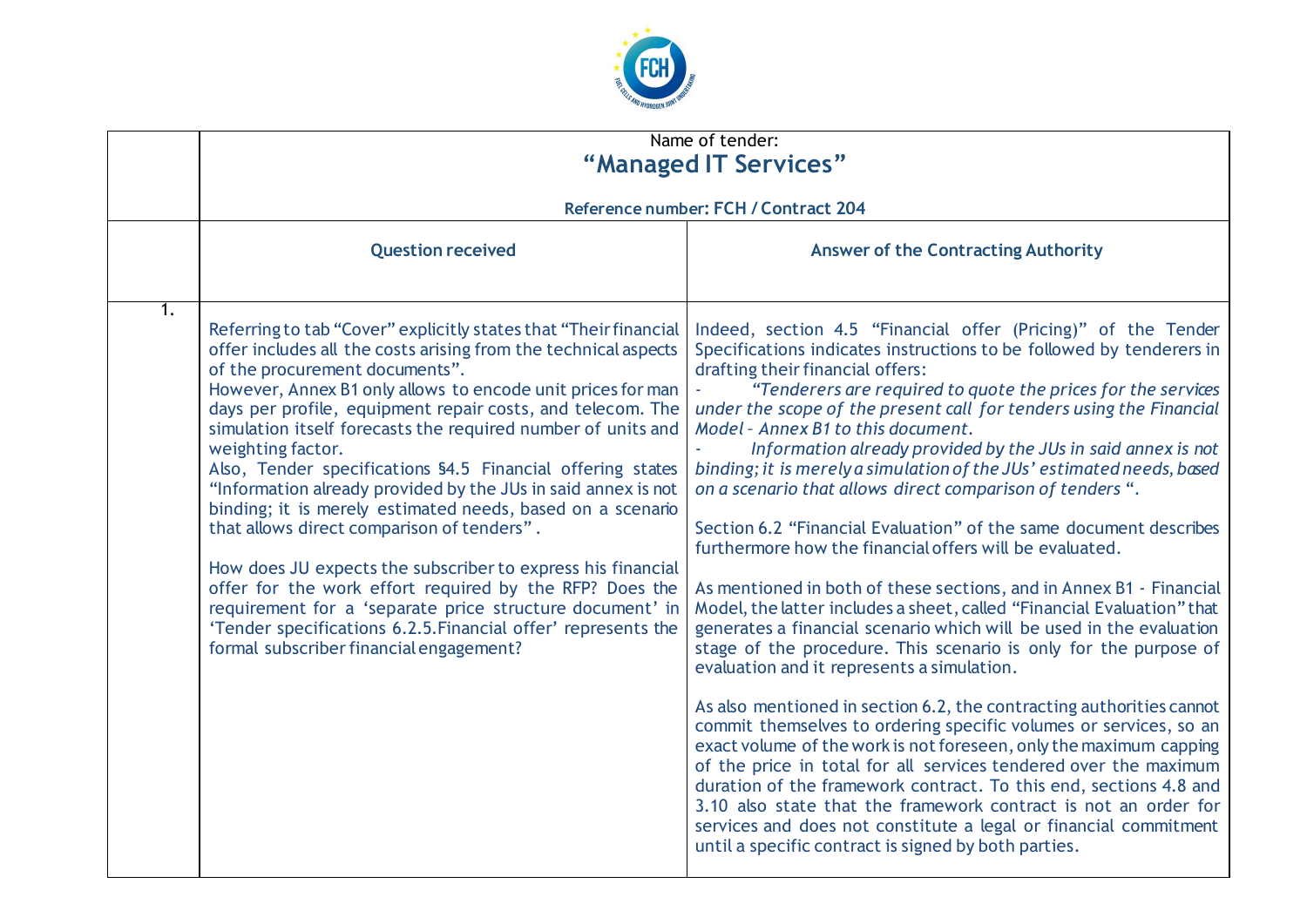| | Name of tender:<br>**"Managed IT Services"**<br><br>**Reference number: FCH / Contract 204** | |
|---|---|---|
| | **Question received** | **Answer of the Contracting Authority** |
| 1. | Referring to tab "Cover" explicitly states that "Their financial offer includes all the costs arising from the technical aspects of the procurement documents".<br>However, Annex B1 only allows to encode unit prices for man days per profile, equipment repair costs, and telecom. The simulation itself forecasts the required number of units and weighting factor.<br>Also, Tender specifications §4.5 Financial offering states "Information already provided by the JUs in said annex is not binding; it is merely estimated needs, based on a scenario that allows direct comparison of tenders".<br><br>How does JU expects the subscriber to express his financial offer for the work effort required by the RFP? Does the requirement for a 'separate price structure document' in 'Tender specifications 6.2.5.Financial offer' represents the formal subscriber financial engagement? | Indeed, section 4.5 "Financial offer (Pricing)" of the Tender Specifications indicates instructions to be followed by tenderers in drafting their financial offers:<br>- *"Tenderers are required to quote the prices for the services under the scope of the present call for tenders using the Financial Model – Annex B1 to this document.*<br>- *Information already provided by the JUs in said annex is not binding; it is merely a simulation of the JUs' estimated needs, based on a scenario that allows direct comparison of tenders "*.<br><br>Section 6.2 "Financial Evaluation" of the same document describes furthermore how the financial offers will be evaluated.<br><br>As mentioned in both of these sections, and in Annex B1 - Financial Model, the latter includes a sheet, called "Financial Evaluation" that generates a financial scenario which will be used in the evaluation stage of the procedure. This scenario is only for the purpose of evaluation and it represents a simulation.<br><br>As also mentioned in section 6.2, the contracting authorities cannot commit themselves to ordering specific volumes or services, so an exact volume of the work is not foreseen, only the maximum capping of the price in total for all services tendered over the maximum duration of the framework contract. To this end, sections 4.8 and 3.10 also state that the framework contract is not an order for services and does not constitute a legal or financial commitment until a specific contract is signed by both parties. |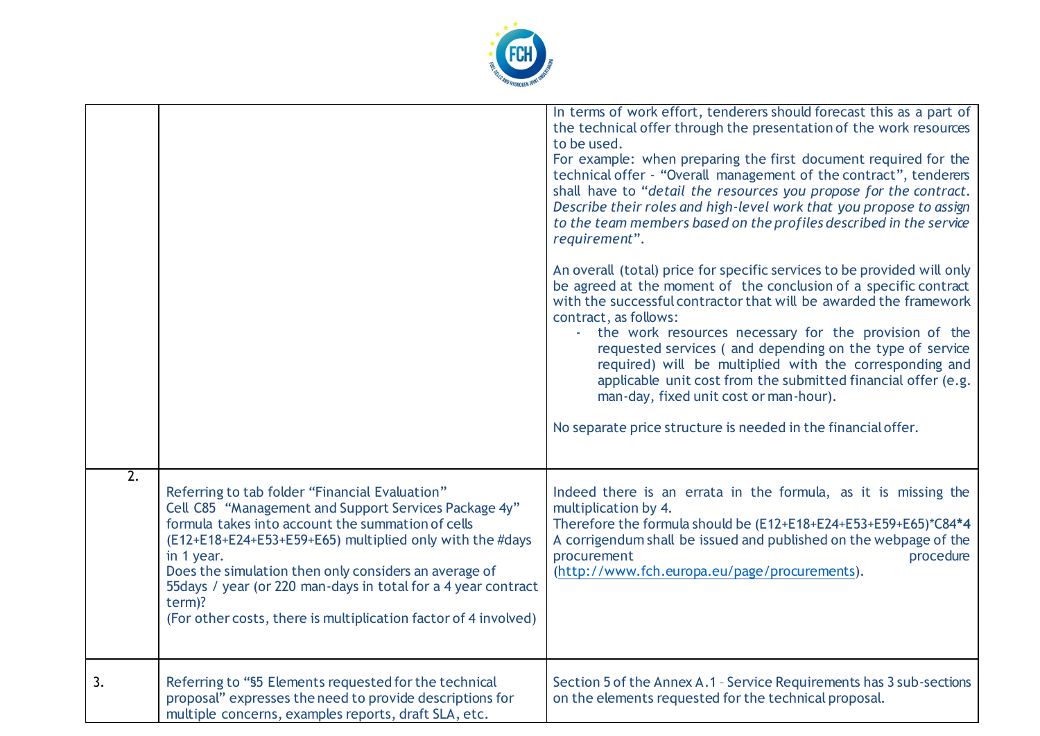| | | |
|---|---|---|
| | | In terms of work effort, tenderers should forecast this as a part of the technical offer through the presentation of the work resources to be used.<br>For example: when preparing the first document required for the technical offer - "Overall management of the contract", tenderers shall have to "*detail the resources you propose for the contract. Describe their roles and high-level work that you propose to assign to the team members based on the profiles described in the service requirement*".<br><br>An overall (total) price for specific services to be provided will only be agreed at the moment of the conclusion of a specific contract with the successful contractor that will be awarded the framework contract, as follows:<br>- the work resources necessary for the provision of the requested services ( and depending on the type of service required) will be multiplied with the corresponding and applicable unit cost from the submitted financial offer (e.g. man-day, fixed unit cost or man-hour).<br><br>No separate price structure is needed in the financial offer. |
| 2. | Referring to tab folder "Financial Evaluation"<br>Cell C85 "Management and Support Services Package 4y" formula takes into account the summation of cells (E12+E18+E24+E53+E59+E65) multiplied only with the #days in 1 year.<br>Does the simulation then only considers an average of 55days / year (or 220 man-days in total for a 4 year contract term)?<br>(For other costs, there is multiplication factor of 4 involved) | Indeed there is an errata in the formula, as it is missing the multiplication by 4.<br>Therefore the formula should be (E12+E18+E24+E53+E59+E65)*C84**\*4**<br>A corrigendum shall be issued and published on the webpage of the procurement procedure (http://www.fch.europa.eu/page/procurements). |
| 3. | Referring to "§5 Elements requested for the technical proposal" expresses the need to provide descriptions for multiple concerns, examples reports, draft SLA, etc. | Section 5 of the Annex A.1 – Service Requirements has 3 sub-sections on the elements requested for the technical proposal. |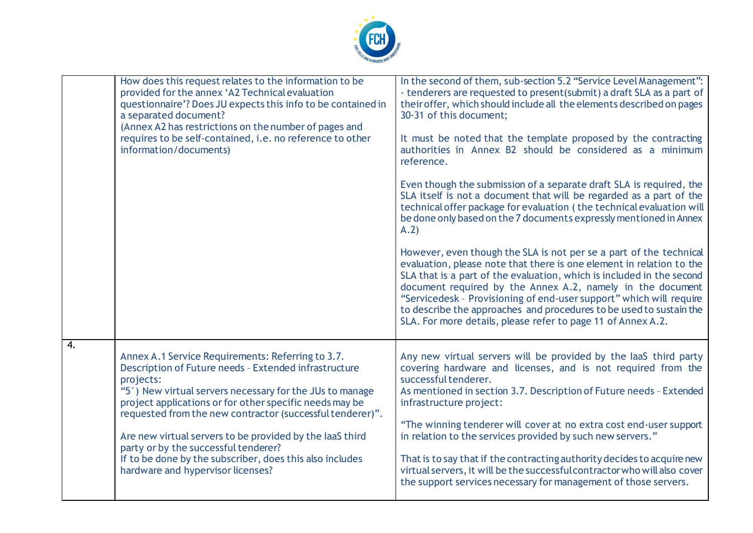| | | |
|---|---|---|
| | How does this request relates to the information to be provided for the annex 'A2 Technical evaluation questionnaire'? Does JU expects this info to be contained in a separated document?<br>(Annex A2 has restrictions on the number of pages and requires to be self-contained, i.e. no reference to other information/documents) | In the second of them, sub-section 5.2 "Service Level Management":<br>- tenderers are requested to present(submit) a draft SLA as a part of their offer, which should include all the elements described on pages 30-31 of this document;<br><br>It must be noted that the template proposed by the contracting authorities in Annex B2 should be considered as a minimum reference.<br><br>Even though the submission of a separate draft SLA is required, the SLA itself is not a document that will be regarded as a part of the technical offer package for evaluation ( the technical evaluation will be done only based on the 7 documents expressly mentioned in Annex A.2)<br><br>However, even though the SLA is not per se a part of the technical evaluation, please note that there is one element in relation to the SLA that is a part of the evaluation, which is included in the second document required by the Annex A.2, namely in the document "Servicedesk – Provisioning of end-user support" which will require to describe the approaches and procedures to be used to sustain the SLA. For more details, please refer to page 11 of Annex A.2. |
| 4. | Annex A.1 Service Requirements: Referring to 3.7. Description of Future needs – Extended infrastructure projects:<br>"5°) New virtual servers necessary for the JUs to manage project applications or for other specific needs may be requested from the new contractor (successful tenderer)".<br><br>Are new virtual servers to be provided by the IaaS third party or by the successful tenderer?<br>If to be done by the subscriber, does this also includes hardware and hypervisor licenses? | Any new virtual servers will be provided by the IaaS third party covering hardware and licenses, and is not required from the successful tenderer.<br>As mentioned in section 3.7. Description of Future needs – Extended infrastructure project:<br><br>"The winning tenderer will cover at no extra cost end-user support in relation to the services provided by such new servers."<br><br>That is to say that if the contracting authority decides to acquire new virtual servers, it will be the successful contractor who will also cover the support services necessary for management of those servers. |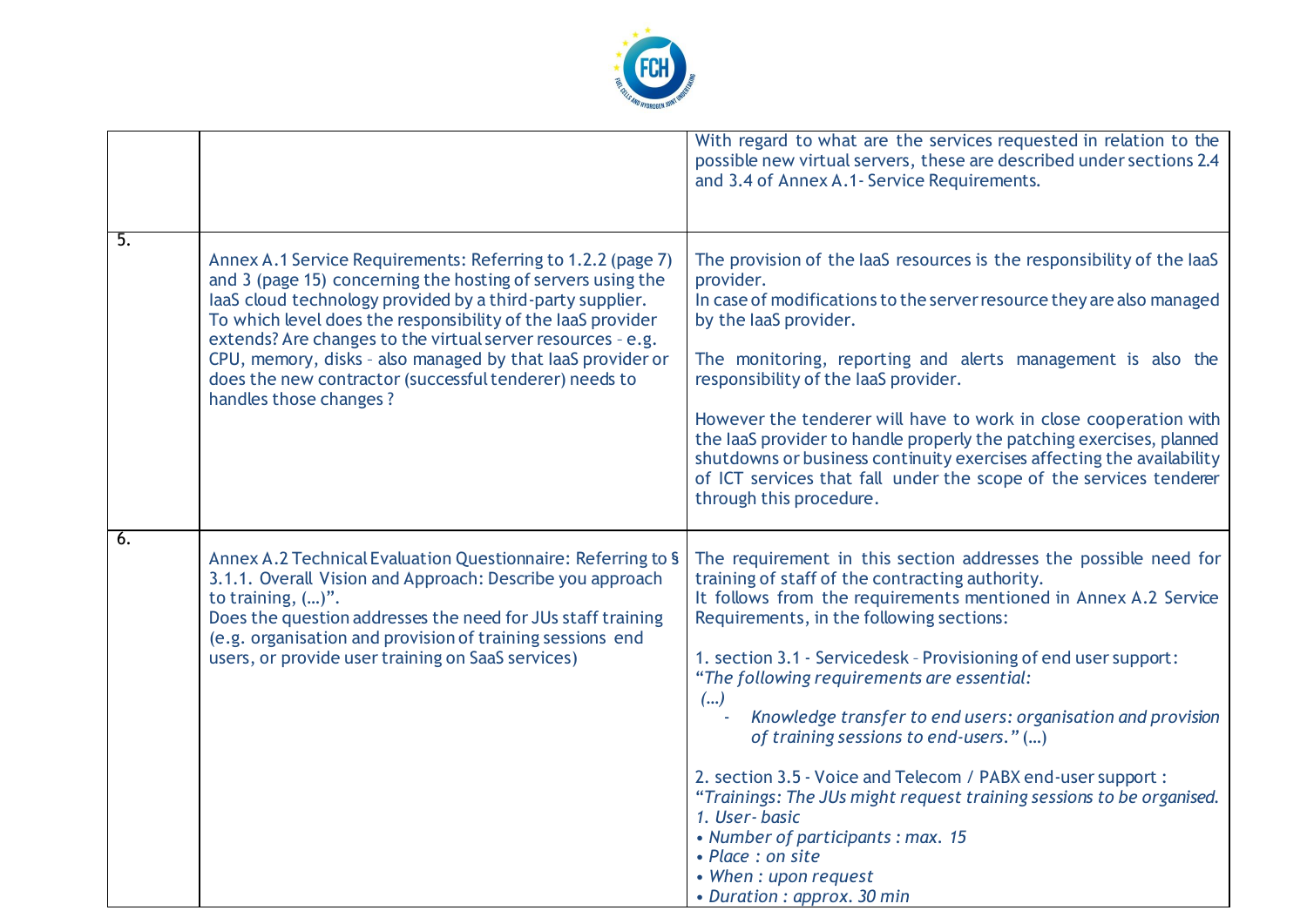|  |  |  |
|---|---|---|
|  |  | With regard to what are the services requested in relation to the possible new virtual servers, these are described under sections 2.4 and 3.4 of Annex A.1- Service Requirements. |
| 5. | Annex A.1 Service Requirements: Referring to 1.2.2 (page 7) and 3 (page 15) concerning the hosting of servers using the IaaS cloud technology provided by a third-party supplier. To which level does the responsibility of the IaaS provider extends? Are changes to the virtual server resources – e.g. CPU, memory, disks – also managed by that IaaS provider or does the new contractor (successful tenderer) needs to handles those changes ? | The provision of the IaaS resources is the responsibility of the IaaS provider.<br>In case of modifications to the server resource they are also managed by the IaaS provider.<br><br>The monitoring, reporting and alerts management is also the responsibility of the IaaS provider.<br><br>However the tenderer will have to work in close cooperation with the IaaS provider to handle properly the patching exercises, planned shutdowns or business continuity exercises affecting the availability of ICT services that fall under the scope of the services tenderer through this procedure. |
| 6. | Annex A.2 Technical Evaluation Questionnaire: Referring to § 3.1.1. Overall Vision and Approach: Describe you approach to training, (…)".<br>Does the question addresses the need for JUs staff training (e.g. organisation and provision of training sessions end users, or provide user training on SaaS services) | The requirement in this section addresses the possible need for training of staff of the contracting authority.<br>It follows from the requirements mentioned in Annex A.2 Service Requirements, in the following sections:<br><br>1. section 3.1 - Servicedesk – Provisioning of end user support:<br>*"The following requirements are essential:*<br>*(…)*<br>- *Knowledge transfer to end users: organisation and provision of training sessions to end-users."* (…)<br><br>2. section 3.5 - Voice and Telecom / PABX end-user support :<br>*"Trainings: The JUs might request training sessions to be organised.*<br>*1. User- basic*<br>*• Number of participants : max. 15*<br>*• Place : on site*<br>*• When : upon request*<br>*• Duration : approx. 30 min* |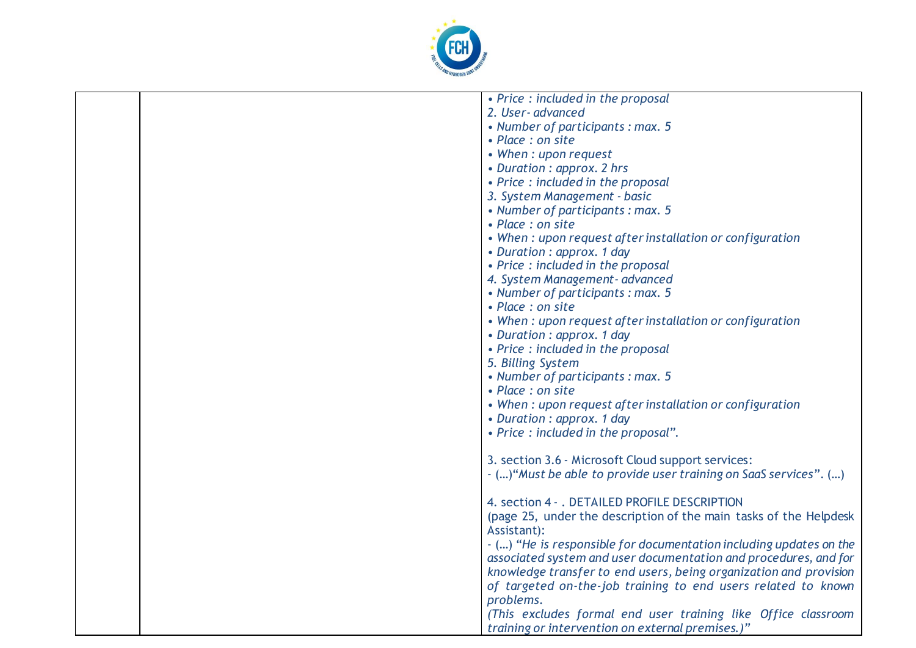| | | • *Price : included in the proposal*<br>*2. User- advanced*<br>• *Number of participants : max. 5*<br>• *Place : on site*<br>• *When : upon request*<br>• *Duration : approx. 2 hrs*<br>• *Price : included in the proposal*<br>*3. System Management - basic*<br>• *Number of participants : max. 5*<br>• *Place : on site*<br>• *When : upon request after installation or configuration*<br>• *Duration : approx. 1 day*<br>• *Price : included in the proposal*<br>*4. System Management- advanced*<br>• *Number of participants : max. 5*<br>• *Place : on site*<br>• *When : upon request after installation or configuration*<br>• *Duration : approx. 1 day*<br>• *Price : included in the proposal*<br>*5. Billing System*<br>• *Number of participants : max. 5*<br>• *Place : on site*<br>• *When : upon request after installation or configuration*<br>• *Duration : approx. 1 day*<br>• *Price : included in the proposal".*<br><br>3. section 3.6 - Microsoft Cloud support services:<br>- (…)"*Must be able to provide user training on SaaS services*". (…)<br><br>4. section 4 - . DETAILED PROFILE DESCRIPTION<br>(page 25, under the description of the main tasks of the Helpdesk Assistant):<br>- (…) *"He is responsible for documentation including updates on the associated system and user documentation and procedures, and for knowledge transfer to end users, being organization and provision of targeted on-the-job training to end users related to known problems.*<br>*(This excludes formal end user training like Office classroom training or intervention on external premises.)"* |
|---|---|---|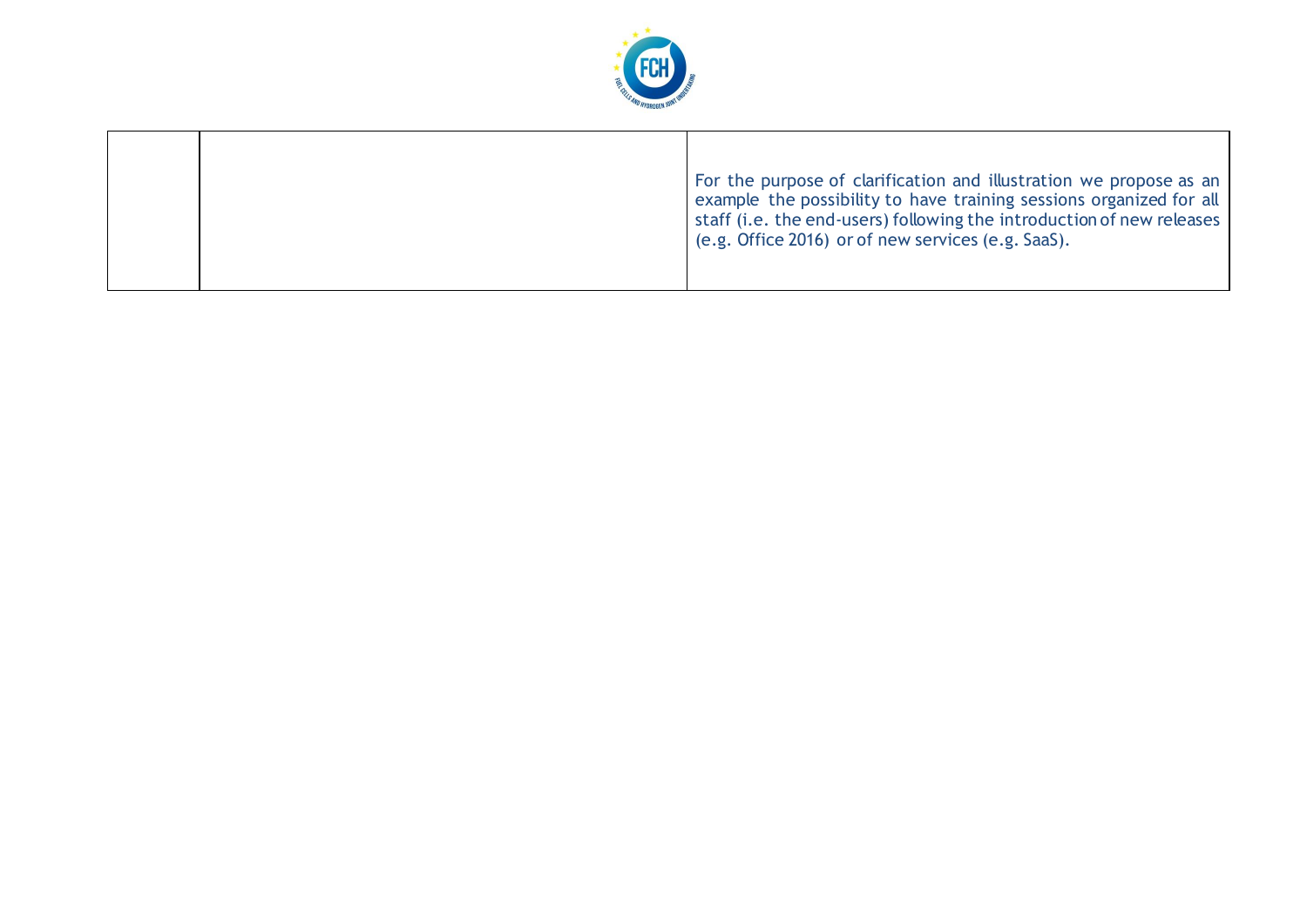| | | |
|---|---|---|
| | | For the purpose of clarification and illustration we propose as an example the possibility to have training sessions organized for all staff (i.e. the end-users) following the introduction of new releases (e.g. Office 2016) or of new services (e.g. SaaS). |